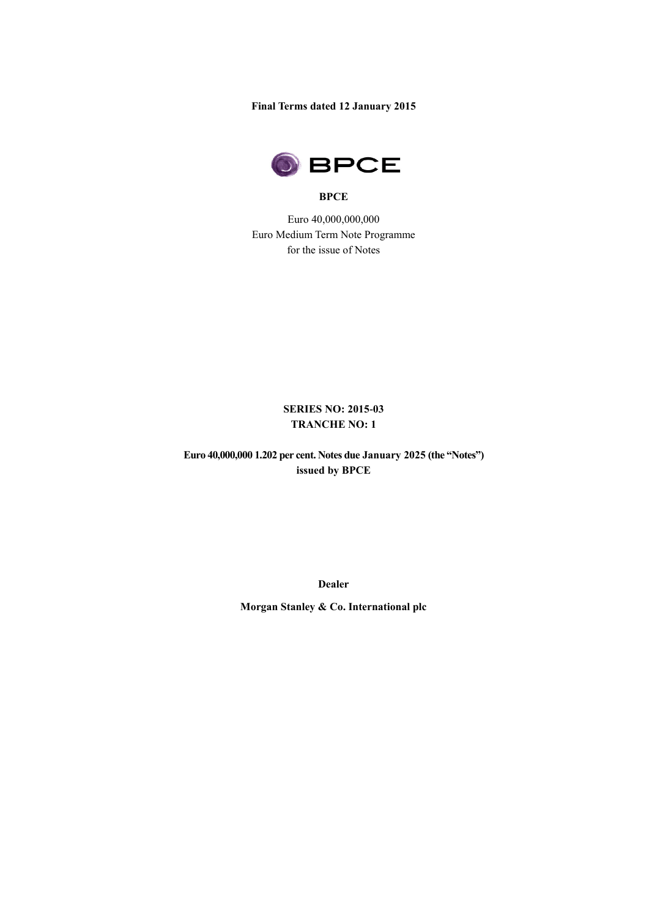**Final Terms dated 12 January 2015**

**BPCE**

Euro 40,000,000,000
Euro Medium Term Note Programme
for the issue of Notes

**SERIES NO: 2015-03**
**TRANCHE NO: 1**

**Euro 40,000,000 1.202 per cent. Notes due January 2025 (the "Notes")**
**issued by BPCE**

**Dealer**

**Morgan Stanley & Co. International plc**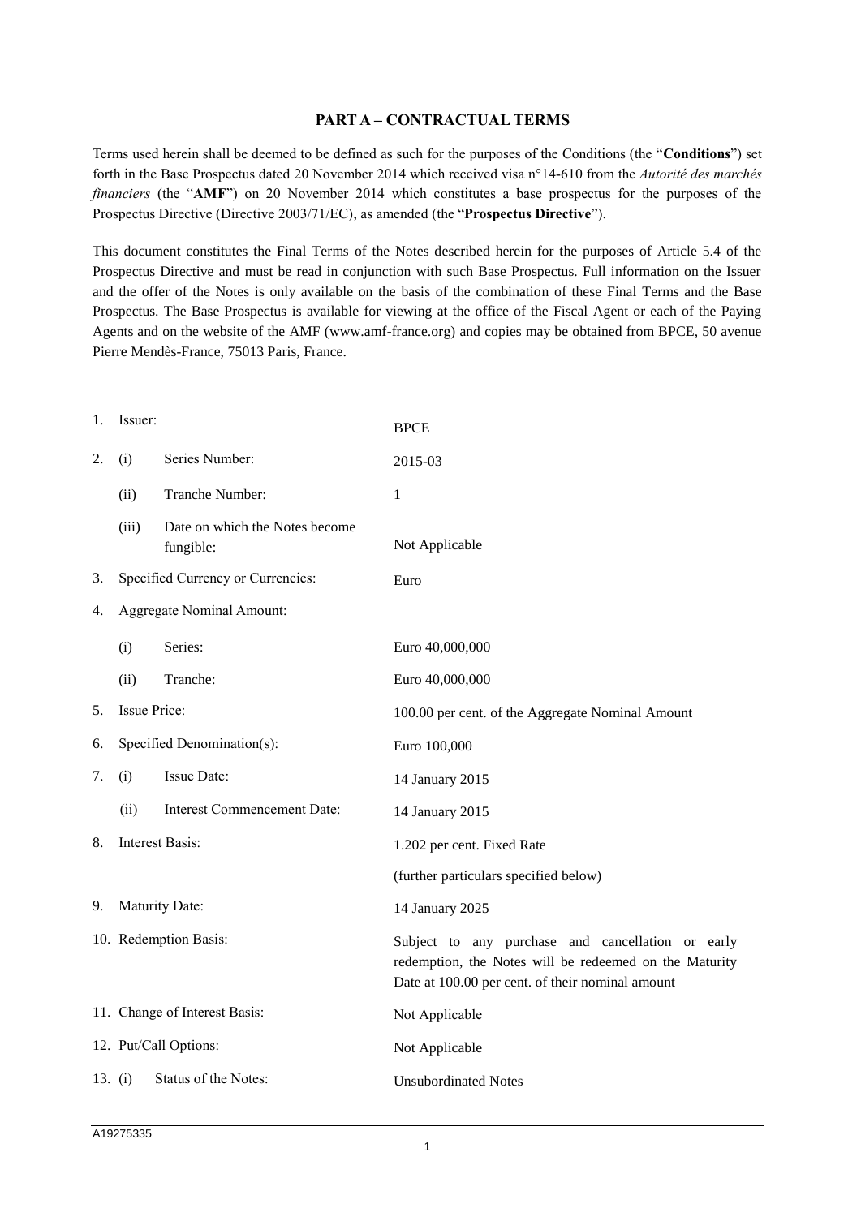## PART A – CONTRACTUAL TERMS

Terms used herein shall be deemed to be defined as such for the purposes of the Conditions (the "**Conditions**") set forth in the Base Prospectus dated 20 November 2014 which received visa n°14-610 from the *Autorité des marchés financiers* (the "**AMF**") on 20 November 2014 which constitutes a base prospectus for the purposes of the Prospectus Directive (Directive 2003/71/EC), as amended (the "**Prospectus Directive**").

This document constitutes the Final Terms of the Notes described herein for the purposes of Article 5.4 of the Prospectus Directive and must be read in conjunction with such Base Prospectus. Full information on the Issuer and the offer of the Notes is only available on the basis of the combination of these Final Terms and the Base Prospectus. The Base Prospectus is available for viewing at the office of the Fiscal Agent or each of the Paying Agents and on the website of the AMF (www.amf-france.org) and copies may be obtained from BPCE, 50 avenue Pierre Mendès-France, 75013 Paris, France.

| | | |
|---|---|---|
| 1. | Issuer: | BPCE |
| 2. | (i) Series Number: | 2015-03 |
| | (ii) Tranche Number: | 1 |
| | (iii) Date on which the Notes become fungible: | Not Applicable |
| 3. | Specified Currency or Currencies: | Euro |
| 4. | Aggregate Nominal Amount: | |
| | (i) Series: | Euro 40,000,000 |
| | (ii) Tranche: | Euro 40,000,000 |
| 5. | Issue Price: | 100.00 per cent. of the Aggregate Nominal Amount |
| 6. | Specified Denomination(s): | Euro 100,000 |
| 7. | (i) Issue Date: | 14 January 2015 |
| | (ii) Interest Commencement Date: | 14 January 2015 |
| 8. | Interest Basis: | 1.202 per cent. Fixed Rate<br>(further particulars specified below) |
| 9. | Maturity Date: | 14 January 2025 |
| 10. | Redemption Basis: | Subject to any purchase and cancellation or early redemption, the Notes will be redeemed on the Maturity Date at 100.00 per cent. of their nominal amount |
| 11. | Change of Interest Basis: | Not Applicable |
| 12. | Put/Call Options: | Not Applicable |
| 13. | (i) Status of the Notes: | Unsubordinated Notes |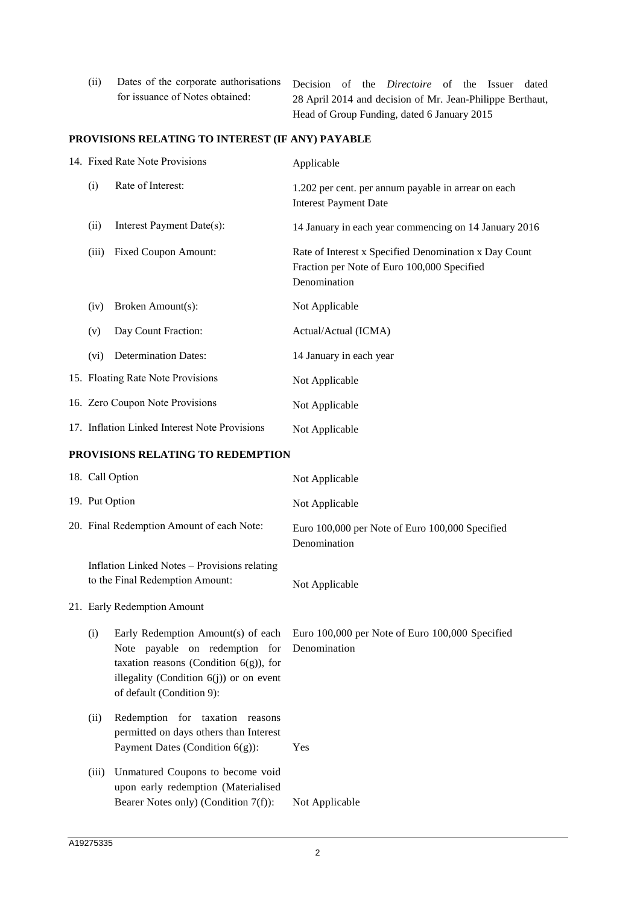| | | |
|---|---|---|
| (ii) | Dates of the corporate authorisations for issuance of Notes obtained: | Decision of the *Directoire* of the Issuer dated 28 April 2014 and decision of Mr. Jean-Philippe Berthaut, Head of Group Funding, dated 6 January 2015 |

## PROVISIONS RELATING TO INTEREST (IF ANY) PAYABLE

| | | |
|---|---|---|
| 14. | Fixed Rate Note Provisions | Applicable |
| (i) | Rate of Interest: | 1.202 per cent. per annum payable in arrear on each Interest Payment Date |
| (ii) | Interest Payment Date(s): | 14 January in each year commencing on 14 January 2016 |
| (iii) | Fixed Coupon Amount: | Rate of Interest x Specified Denomination x Day Count Fraction per Note of Euro 100,000 Specified Denomination |
| (iv) | Broken Amount(s): | Not Applicable |
| (v) | Day Count Fraction: | Actual/Actual (ICMA) |
| (vi) | Determination Dates: | 14 January in each year |
| 15. | Floating Rate Note Provisions | Not Applicable |
| 16. | Zero Coupon Note Provisions | Not Applicable |
| 17. | Inflation Linked Interest Note Provisions | Not Applicable |

## PROVISIONS RELATING TO REDEMPTION

| | | |
|---|---|---|
| 18. | Call Option | Not Applicable |
| 19. | Put Option | Not Applicable |
| 20. | Final Redemption Amount of each Note: | Euro 100,000 per Note of Euro 100,000 Specified Denomination |
| | Inflation Linked Notes – Provisions relating to the Final Redemption Amount: | Not Applicable |
| 21. | Early Redemption Amount | |
| (i) | Early Redemption Amount(s) of each Note payable on redemption for taxation reasons (Condition 6(g)), for illegality (Condition 6(j)) or on event of default (Condition 9): | Euro 100,000 per Note of Euro 100,000 Specified Denomination |
| (ii) | Redemption for taxation reasons permitted on days others than Interest Payment Dates (Condition 6(g)): | Yes |
| (iii) | Unmatured Coupons to become void upon early redemption (Materialised Bearer Notes only) (Condition 7(f)): | Not Applicable |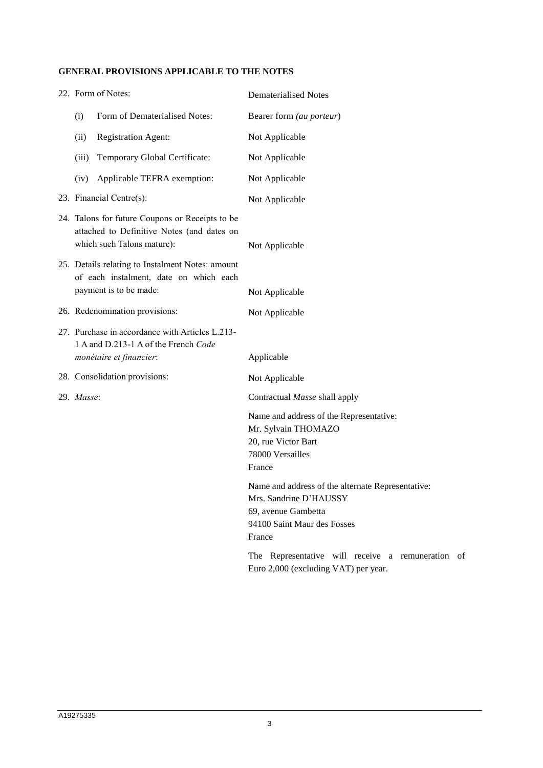## GENERAL PROVISIONS APPLICABLE TO THE NOTES

| | |
|---|---|
| 22. Form of Notes: | Dematerialised Notes |
| (i) Form of Dematerialised Notes: | Bearer form *(au porteur)* |
| (ii) Registration Agent: | Not Applicable |
| (iii) Temporary Global Certificate: | Not Applicable |
| (iv) Applicable TEFRA exemption: | Not Applicable |
| 23. Financial Centre(s): | Not Applicable |
| 24. Talons for future Coupons or Receipts to be attached to Definitive Notes (and dates on which such Talons mature): | Not Applicable |
| 25. Details relating to Instalment Notes: amount of each instalment, date on which each payment is to be made: | Not Applicable |
| 26. Redenomination provisions: | Not Applicable |
| 27. Purchase in accordance with Articles L.213-1 A and D.213-1 A of the French *Code monétaire et financier*: | Applicable |
| 28. Consolidation provisions: | Not Applicable |
| 29. *Masse*: | Contractual *Masse* shall apply<br><br>Name and address of the Representative:<br>Mr. Sylvain THOMAZO<br>20, rue Victor Bart<br>78000 Versailles<br>France<br><br>Name and address of the alternate Representative:<br>Mrs. Sandrine D'HAUSSY<br>69, avenue Gambetta<br>94100 Saint Maur des Fosses<br>France<br><br>The Representative will receive a remuneration of Euro 2,000 (excluding VAT) per year. |

A19275335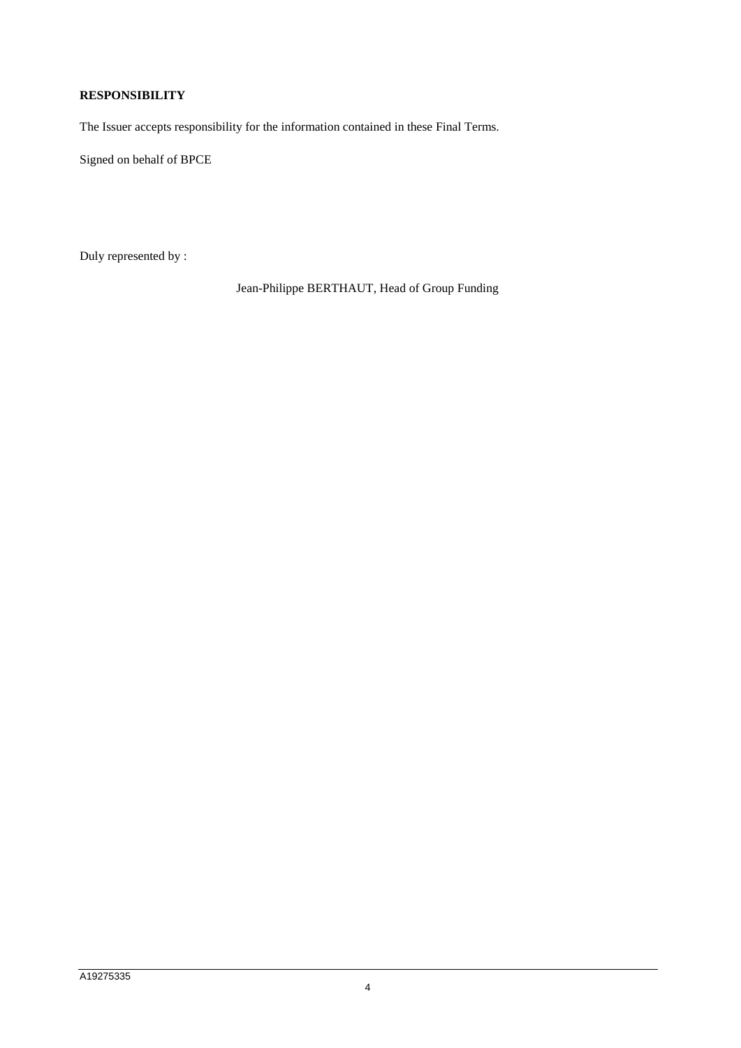**RESPONSIBILITY**

The Issuer accepts responsibility for the information contained in these Final Terms.

Signed on behalf of BPCE

Duly represented by :

Jean-Philippe BERTHAUT, Head of Group Funding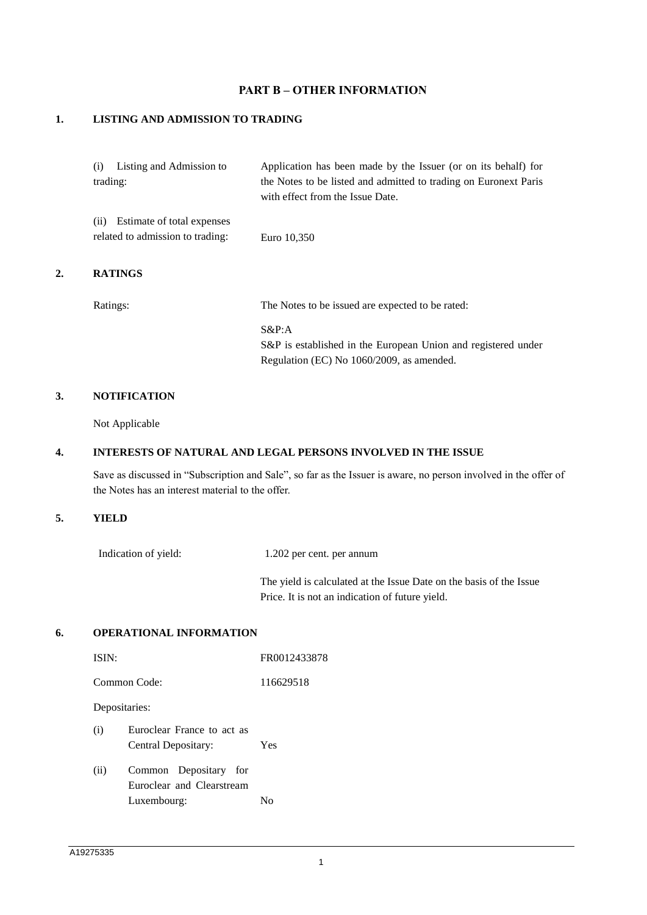## PART B – OTHER INFORMATION

### 1. LISTING AND ADMISSION TO TRADING

| | |
|---|---|
| (i) Listing and Admission to trading: | Application has been made by the Issuer (or on its behalf) for the Notes to be listed and admitted to trading on Euronext Paris with effect from the Issue Date. |
| (ii) Estimate of total expenses related to admission to trading: | Euro 10,350 |

### 2. RATINGS

| | |
|---|---|
| Ratings: | The Notes to be issued are expected to be rated:<br><br>S&P:A<br>S&P is established in the European Union and registered under Regulation (EC) No 1060/2009, as amended. |

### 3. NOTIFICATION

Not Applicable

### 4. INTERESTS OF NATURAL AND LEGAL PERSONS INVOLVED IN THE ISSUE

Save as discussed in "Subscription and Sale", so far as the Issuer is aware, no person involved in the offer of the Notes has an interest material to the offer.

### 5. YIELD

| | |
|---|---|
| Indication of yield: | 1.202 per cent. per annum<br><br>The yield is calculated at the Issue Date on the basis of the Issue Price. It is not an indication of future yield. |

### 6. OPERATIONAL INFORMATION

| | |
|---|---|
| ISIN: | FR0012433878 |
| Common Code: | 116629518 |
| Depositaries: | |
| (i) Euroclear France to act as Central Depositary: | Yes |
| (ii) Common Depositary for Euroclear and Clearstream Luxembourg: | No |

A19275335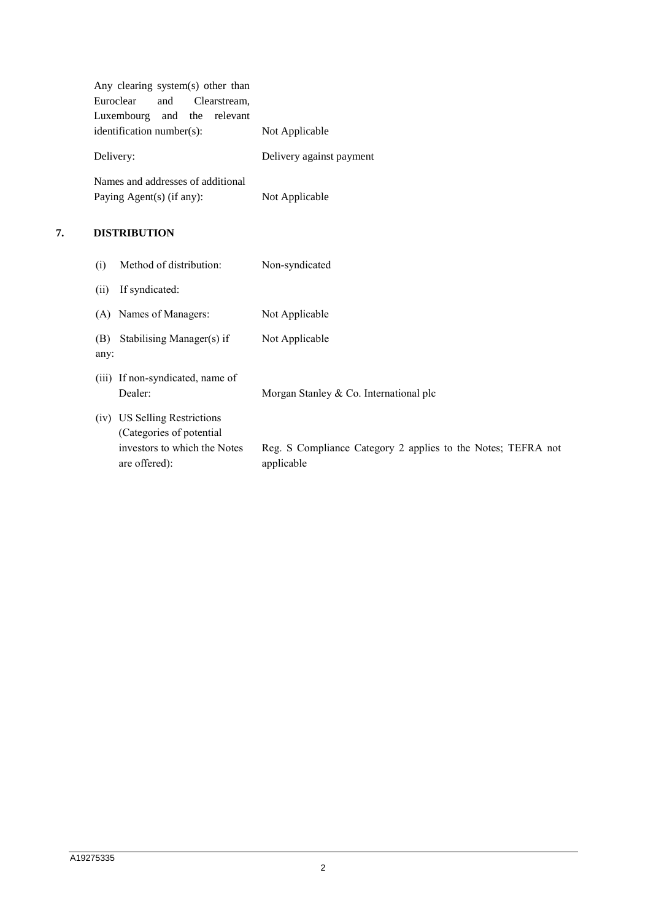| | |
|---|---|
| Any clearing system(s) other than Euroclear and Clearstream, Luxembourg and the relevant identification number(s): | Not Applicable |
| Delivery: | Delivery against payment |
| Names and addresses of additional Paying Agent(s) (if any): | Not Applicable |

## 7. DISTRIBUTION

| | |
|---|---|
| (i) Method of distribution: | Non-syndicated |
| (ii) If syndicated: | |
| (A) Names of Managers: | Not Applicable |
| (B) Stabilising Manager(s) if any: | Not Applicable |
| (iii) If non-syndicated, name of Dealer: | Morgan Stanley & Co. International plc |
| (iv) US Selling Restrictions (Categories of potential investors to which the Notes are offered): | Reg. S Compliance Category 2 applies to the Notes; TEFRA not applicable |

A19275335